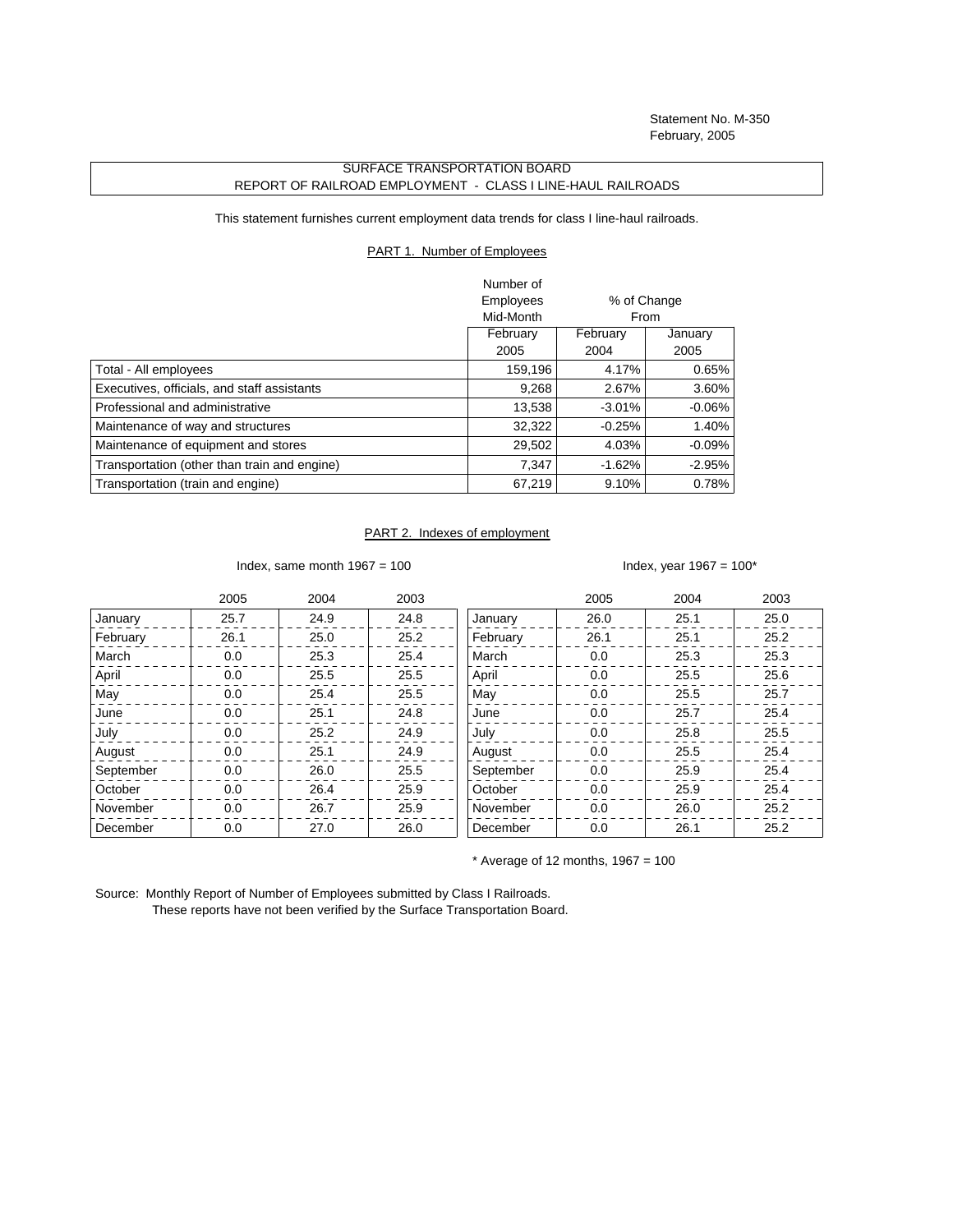Statement No. M-350
February, 2005

# SURFACE TRANSPORTATION BOARD
## REPORT OF RAILROAD EMPLOYMENT - CLASS I LINE-HAUL RAILROADS

This statement furnishes current employment data trends for class I line-haul railroads.

### PART 1. Number of Employees

| | Number of Employees Mid-Month | % of Change From | |
|---|---|---|---|
| | February 2005 | February 2004 | January 2005 |
| Total - All employees | 159,196 | 4.17% | 0.65% |
| Executives, officials, and staff assistants | 9,268 | 2.67% | 3.60% |
| Professional and administrative | 13,538 | -3.01% | -0.06% |
| Maintenance of way and structures | 32,322 | -0.25% | 1.40% |
| Maintenance of equipment and stores | 29,502 | 4.03% | -0.09% |
| Transportation (other than train and engine) | 7,347 | -1.62% | -2.95% |
| Transportation (train and engine) | 67,219 | 9.10% | 0.78% |

### PART 2. Indexes of employment

Index, same month 1967 = 100

| | 2005 | 2004 | 2003 |
|---|---|---|---|
| January | 25.7 | 24.9 | 24.8 |
| February | 26.1 | 25.0 | 25.2 |
| March | 0.0 | 25.3 | 25.4 |
| April | 0.0 | 25.5 | 25.5 |
| May | 0.0 | 25.4 | 25.5 |
| June | 0.0 | 25.1 | 24.8 |
| July | 0.0 | 25.2 | 24.9 |
| August | 0.0 | 25.1 | 24.9 |
| September | 0.0 | 26.0 | 25.5 |
| October | 0.0 | 26.4 | 25.9 |
| November | 0.0 | 26.7 | 25.9 |
| December | 0.0 | 27.0 | 26.0 |

Index, year 1967 = 100*

| | 2005 | 2004 | 2003 |
|---|---|---|---|
| January | 26.0 | 25.1 | 25.0 |
| February | 26.1 | 25.1 | 25.2 |
| March | 0.0 | 25.3 | 25.3 |
| April | 0.0 | 25.5 | 25.6 |
| May | 0.0 | 25.5 | 25.7 |
| June | 0.0 | 25.7 | 25.4 |
| July | 0.0 | 25.8 | 25.5 |
| August | 0.0 | 25.5 | 25.4 |
| September | 0.0 | 25.9 | 25.4 |
| October | 0.0 | 25.9 | 25.4 |
| November | 0.0 | 26.0 | 25.2 |
| December | 0.0 | 26.1 | 25.2 |

* Average of 12 months, 1967 = 100

Source: Monthly Report of Number of Employees submitted by Class I Railroads.
These reports have not been verified by the Surface Transportation Board.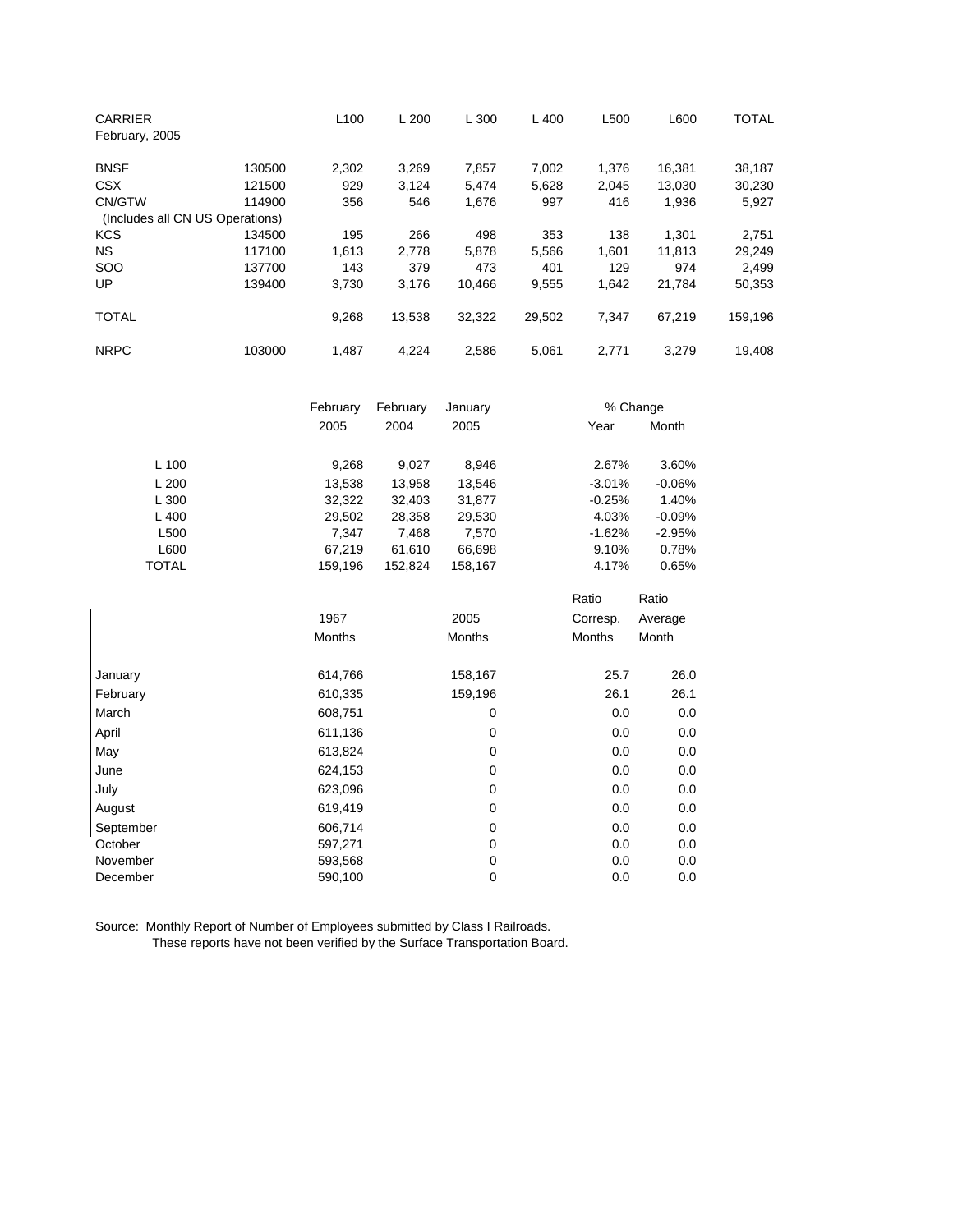| CARRIER February, 2005 | | L100 | L 200 | L 300 | L 400 | L500 | L600 | TOTAL |
|---|---|---|---|---|---|---|---|---|
| BNSF | 130500 | 2,302 | 3,269 | 7,857 | 7,002 | 1,376 | 16,381 | 38,187 |
| CSX | 121500 | 929 | 3,124 | 5,474 | 5,628 | 2,045 | 13,030 | 30,230 |
| CN/GTW (Includes all CN US Operations) | 114900 | 356 | 546 | 1,676 | 997 | 416 | 1,936 | 5,927 |
| KCS | 134500 | 195 | 266 | 498 | 353 | 138 | 1,301 | 2,751 |
| NS | 117100 | 1,613 | 2,778 | 5,878 | 5,566 | 1,601 | 11,813 | 29,249 |
| SOO | 137700 | 143 | 379 | 473 | 401 | 129 | 974 | 2,499 |
| UP | 139400 | 3,730 | 3,176 | 10,466 | 9,555 | 1,642 | 21,784 | 50,353 |
| TOTAL | | 9,268 | 13,538 | 32,322 | 29,502 | 7,347 | 67,219 | 159,196 |
| NRPC | 103000 | 1,487 | 4,224 | 2,586 | 5,061 | 2,771 | 3,279 | 19,408 |

| | February 2005 | February 2004 | January 2005 | % Change Year | Month |
|---|---|---|---|---|---|
| L 100 | 9,268 | 9,027 | 8,946 | 2.67% | 3.60% |
| L 200 | 13,538 | 13,958 | 13,546 | -3.01% | -0.06% |
| L 300 | 32,322 | 32,403 | 31,877 | -0.25% | 1.40% |
| L 400 | 29,502 | 28,358 | 29,530 | 4.03% | -0.09% |
| L500 | 7,347 | 7,468 | 7,570 | -1.62% | -2.95% |
| L600 | 67,219 | 61,610 | 66,698 | 9.10% | 0.78% |
| TOTAL | 159,196 | 152,824 | 158,167 | 4.17% | 0.65% |

| | 1967 Months | 2005 Months | Ratio Corresp. Months | Ratio Average Month |
|---|---|---|---|---|
| January | 614,766 | 158,167 | 25.7 | 26.0 |
| February | 610,335 | 159,196 | 26.1 | 26.1 |
| March | 608,751 | 0 | 0.0 | 0.0 |
| April | 611,136 | 0 | 0.0 | 0.0 |
| May | 613,824 | 0 | 0.0 | 0.0 |
| June | 624,153 | 0 | 0.0 | 0.0 |
| July | 623,096 | 0 | 0.0 | 0.0 |
| August | 619,419 | 0 | 0.0 | 0.0 |
| September | 606,714 | 0 | 0.0 | 0.0 |
| October | 597,271 | 0 | 0.0 | 0.0 |
| November | 593,568 | 0 | 0.0 | 0.0 |
| December | 590,100 | 0 | 0.0 | 0.0 |

Source: Monthly Report of Number of Employees submitted by Class I Railroads.
These reports have not been verified by the Surface Transportation Board.